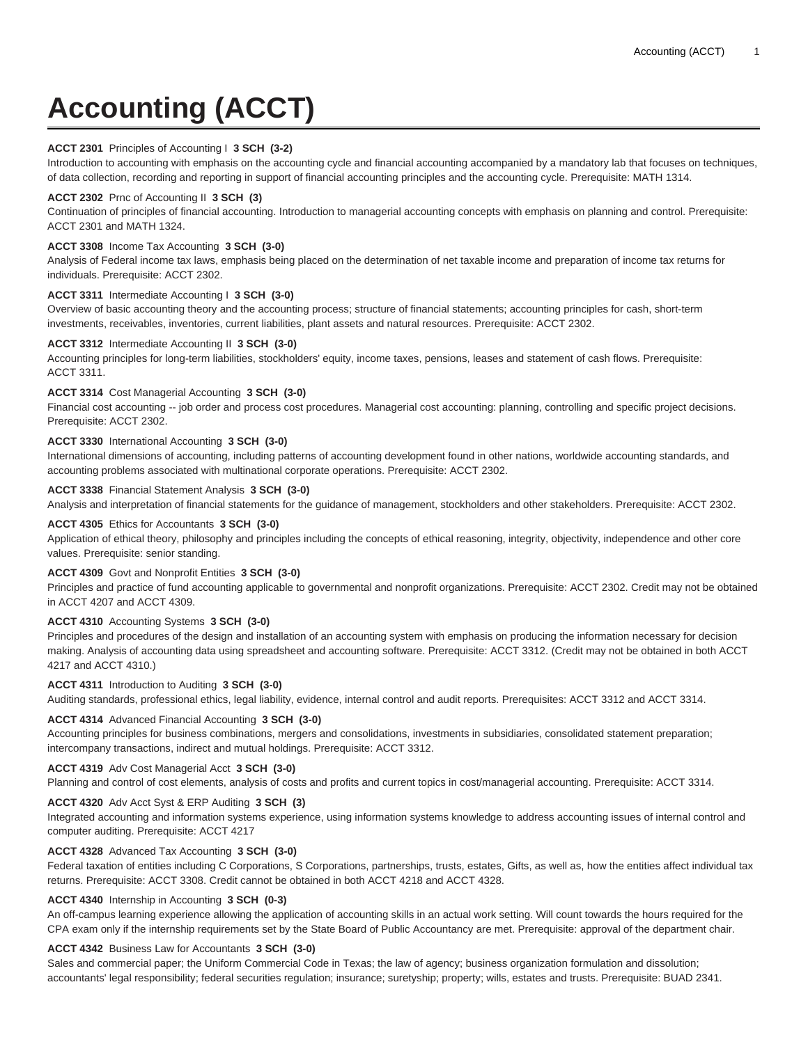# Accounting (ACCT)

**ACCT 2301** Principles of Accounting I **3 SCH (3-2)**
Introduction to accounting with emphasis on the accounting cycle and financial accounting accompanied by a mandatory lab that focuses on techniques, of data collection, recording and reporting in support of financial accounting principles and the accounting cycle. Prerequisite: MATH 1314.

**ACCT 2302** Prnc of Accounting II **3 SCH (3)**
Continuation of principles of financial accounting. Introduction to managerial accounting concepts with emphasis on planning and control. Prerequisite: ACCT 2301 and MATH 1324.

**ACCT 3308** Income Tax Accounting **3 SCH (3-0)**
Analysis of Federal income tax laws, emphasis being placed on the determination of net taxable income and preparation of income tax returns for individuals. Prerequisite: ACCT 2302.

**ACCT 3311** Intermediate Accounting I **3 SCH (3-0)**
Overview of basic accounting theory and the accounting process; structure of financial statements; accounting principles for cash, short-term investments, receivables, inventories, current liabilities, plant assets and natural resources. Prerequisite: ACCT 2302.

**ACCT 3312** Intermediate Accounting II **3 SCH (3-0)**
Accounting principles for long-term liabilities, stockholders' equity, income taxes, pensions, leases and statement of cash flows. Prerequisite: ACCT 3311.

**ACCT 3314** Cost Managerial Accounting **3 SCH (3-0)**
Financial cost accounting -- job order and process cost procedures. Managerial cost accounting: planning, controlling and specific project decisions. Prerequisite: ACCT 2302.

**ACCT 3330** International Accounting **3 SCH (3-0)**
International dimensions of accounting, including patterns of accounting development found in other nations, worldwide accounting standards, and accounting problems associated with multinational corporate operations. Prerequisite: ACCT 2302.

**ACCT 3338** Financial Statement Analysis **3 SCH (3-0)**
Analysis and interpretation of financial statements for the guidance of management, stockholders and other stakeholders. Prerequisite: ACCT 2302.

**ACCT 4305** Ethics for Accountants **3 SCH (3-0)**
Application of ethical theory, philosophy and principles including the concepts of ethical reasoning, integrity, objectivity, independence and other core values. Prerequisite: senior standing.

**ACCT 4309** Govt and Nonprofit Entities **3 SCH (3-0)**
Principles and practice of fund accounting applicable to governmental and nonprofit organizations. Prerequisite: ACCT 2302. Credit may not be obtained in ACCT 4207 and ACCT 4309.

**ACCT 4310** Accounting Systems **3 SCH (3-0)**
Principles and procedures of the design and installation of an accounting system with emphasis on producing the information necessary for decision making. Analysis of accounting data using spreadsheet and accounting software. Prerequisite: ACCT 3312. (Credit may not be obtained in both ACCT 4217 and ACCT 4310.)

**ACCT 4311** Introduction to Auditing **3 SCH (3-0)**
Auditing standards, professional ethics, legal liability, evidence, internal control and audit reports. Prerequisites: ACCT 3312 and ACCT 3314.

**ACCT 4314** Advanced Financial Accounting **3 SCH (3-0)**
Accounting principles for business combinations, mergers and consolidations, investments in subsidiaries, consolidated statement preparation; intercompany transactions, indirect and mutual holdings. Prerequisite: ACCT 3312.

**ACCT 4319** Adv Cost Managerial Acct **3 SCH (3-0)**
Planning and control of cost elements, analysis of costs and profits and current topics in cost/managerial accounting. Prerequisite: ACCT 3314.

**ACCT 4320** Adv Acct Syst & ERP Auditing **3 SCH (3)**
Integrated accounting and information systems experience, using information systems knowledge to address accounting issues of internal control and computer auditing. Prerequisite: ACCT 4217

**ACCT 4328** Advanced Tax Accounting **3 SCH (3-0)**
Federal taxation of entities including C Corporations, S Corporations, partnerships, trusts, estates, Gifts, as well as, how the entities affect individual tax returns. Prerequisite: ACCT 3308. Credit cannot be obtained in both ACCT 4218 and ACCT 4328.

**ACCT 4340** Internship in Accounting **3 SCH (0-3)**
An off-campus learning experience allowing the application of accounting skills in an actual work setting. Will count towards the hours required for the CPA exam only if the internship requirements set by the State Board of Public Accountancy are met. Prerequisite: approval of the department chair.

**ACCT 4342** Business Law for Accountants **3 SCH (3-0)**
Sales and commercial paper; the Uniform Commercial Code in Texas; the law of agency; business organization formulation and dissolution; accountants' legal responsibility; federal securities regulation; insurance; suretyship; property; wills, estates and trusts. Prerequisite: BUAD 2341.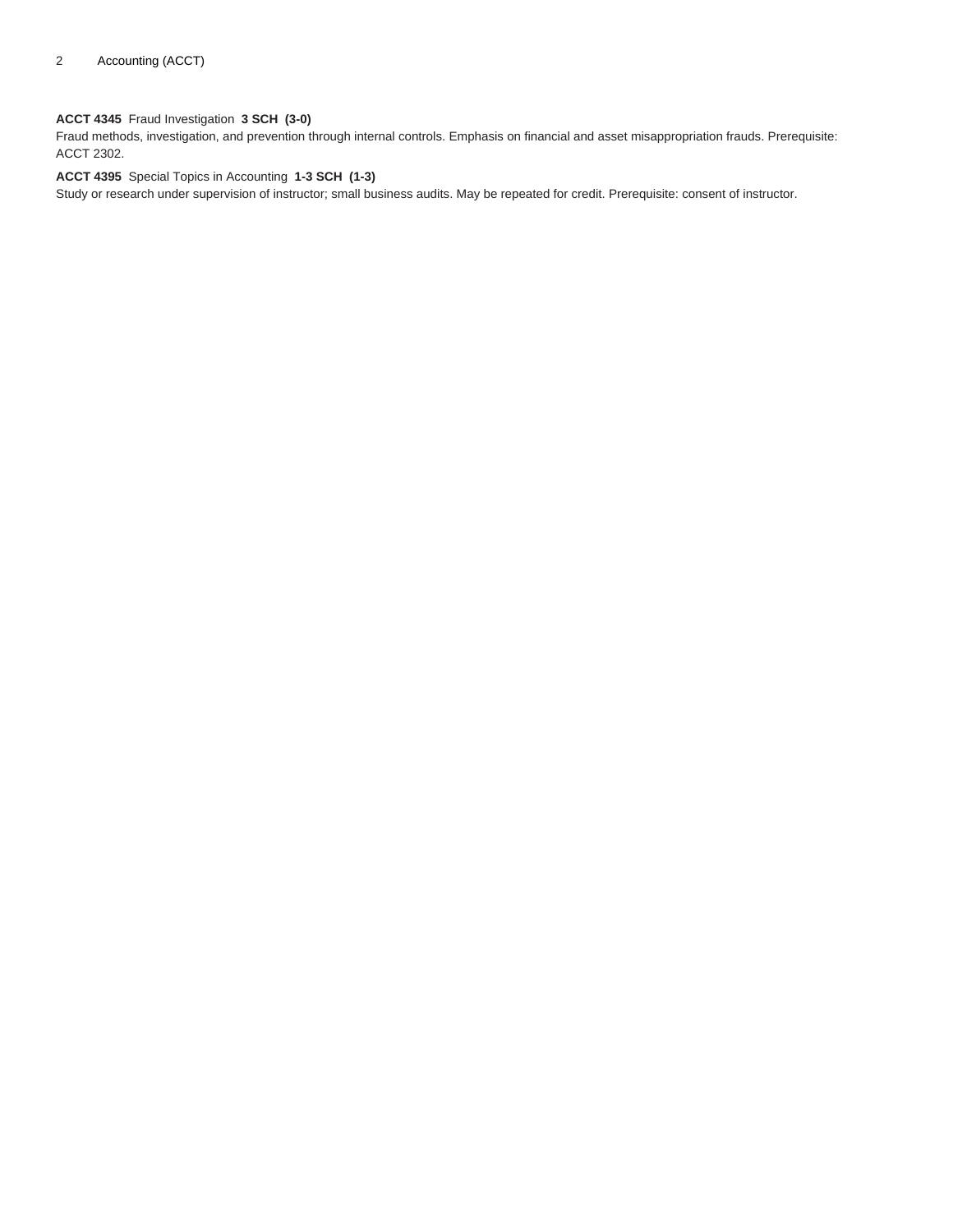**ACCT 4345** Fraud Investigation **3 SCH (3-0)**
Fraud methods, investigation, and prevention through internal controls. Emphasis on financial and asset misappropriation frauds. Prerequisite: ACCT 2302.

**ACCT 4395** Special Topics in Accounting **1-3 SCH (1-3)**
Study or research under supervision of instructor; small business audits. May be repeated for credit. Prerequisite: consent of instructor.